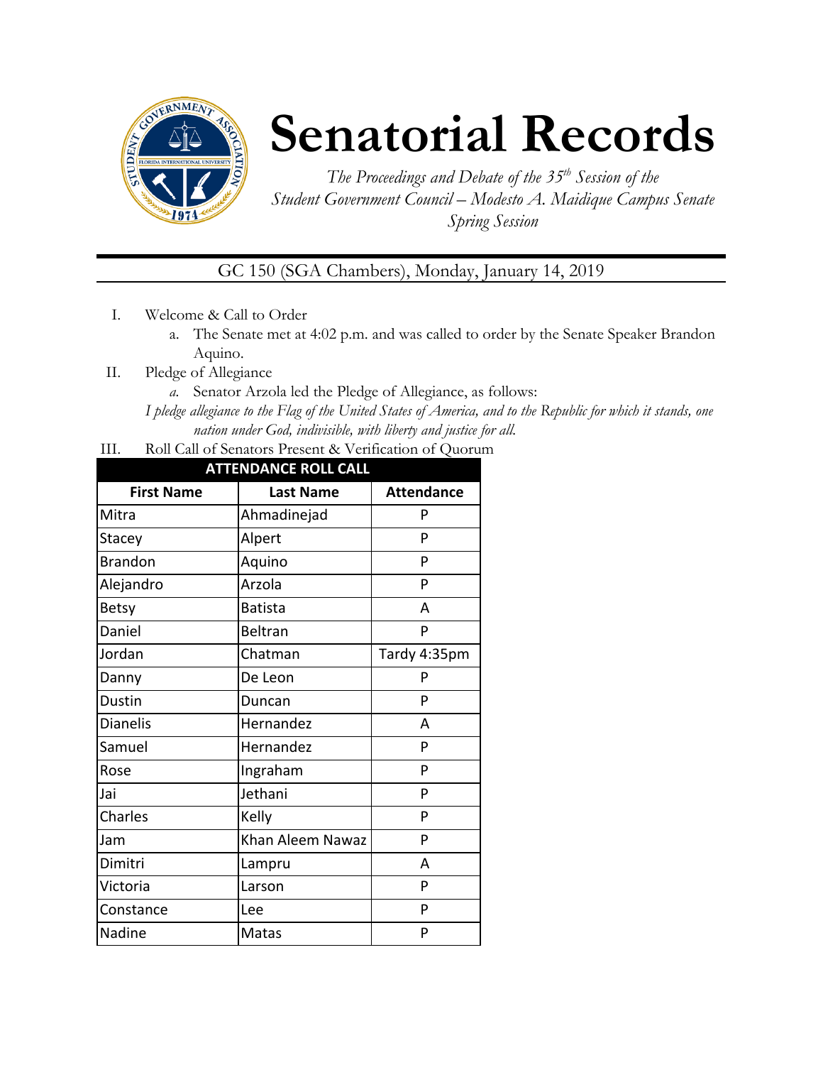# Senatorial Records

*The Proceedings and Debate of the 35th Session of the Student Government Council – Modesto A. Maidique Campus Senate Spring Session*

GC 150 (SGA Chambers), Monday, January 14, 2019

I. Welcome & Call to Order
   a. The Senate met at 4:02 p.m. and was called to order by the Senate Speaker Brandon Aquino.

II. Pledge of Allegiance
   a. Senator Arzola led the Pledge of Allegiance, as follows:
   *I pledge allegiance to the Flag of the United States of America, and to the Republic for which it stands, one nation under God, indivisible, with liberty and justice for all.*

III. Roll Call of Senators Present & Verification of Quorum

| ATTENDANCE ROLL CALL | | |
|---|---|---|
| **First Name** | **Last Name** | **Attendance** |
| Mitra | Ahmadinejad | P |
| Stacey | Alpert | P |
| Brandon | Aquino | P |
| Alejandro | Arzola | P |
| Betsy | Batista | A |
| Daniel | Beltran | P |
| Jordan | Chatman | Tardy 4:35pm |
| Danny | De Leon | P |
| Dustin | Duncan | P |
| Dianelis | Hernandez | A |
| Samuel | Hernandez | P |
| Rose | Ingraham | P |
| Jai | Jethani | P |
| Charles | Kelly | P |
| Jam | Khan Aleem Nawaz | P |
| Dimitri | Lampru | A |
| Victoria | Larson | P |
| Constance | Lee | P |
| Nadine | Matas | P |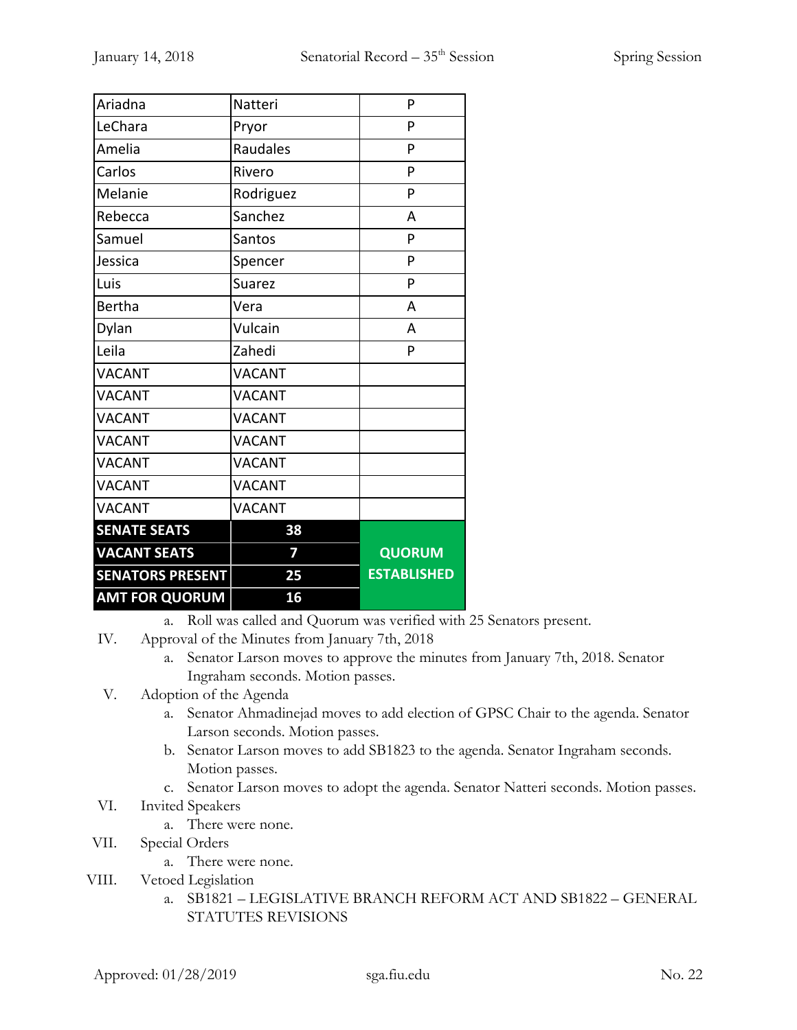| Ariadna | Natteri | P |
|---|---|---|
| LeChara | Pryor | P |
| Amelia | Raudales | P |
| Carlos | Rivero | P |
| Melanie | Rodriguez | P |
| Rebecca | Sanchez | A |
| Samuel | Santos | P |
| Jessica | Spencer | P |
| Luis | Suarez | P |
| Bertha | Vera | A |
| Dylan | Vulcain | A |
| Leila | Zahedi | P |
| VACANT | VACANT | |
| VACANT | VACANT | |
| VACANT | VACANT | |
| VACANT | VACANT | |
| VACANT | VACANT | |
| VACANT | VACANT | |
| VACANT | VACANT | |
| **SENATE SEATS** | **38** | **QUORUM ESTABLISHED** |
| **VACANT SEATS** | **7** | |
| **SENATORS PRESENT** | **25** | |
| **AMT FOR QUORUM** | **16** | |

a. Roll was called and Quorum was verified with 25 Senators present.

IV. Approval of the Minutes from January 7th, 2018

a. Senator Larson moves to approve the minutes from January 7th, 2018. Senator Ingraham seconds. Motion passes.

V. Adoption of the Agenda

a. Senator Ahmadinejad moves to add election of GPSC Chair to the agenda. Senator Larson seconds. Motion passes.

b. Senator Larson moves to add SB1823 to the agenda. Senator Ingraham seconds. Motion passes.

c. Senator Larson moves to adopt the agenda. Senator Natteri seconds. Motion passes.

VI. Invited Speakers

a. There were none.

VII. Special Orders

a. There were none.

VIII. Vetoed Legislation

a. SB1821 – LEGISLATIVE BRANCH REFORM ACT AND SB1822 – GENERAL STATUTES REVISIONS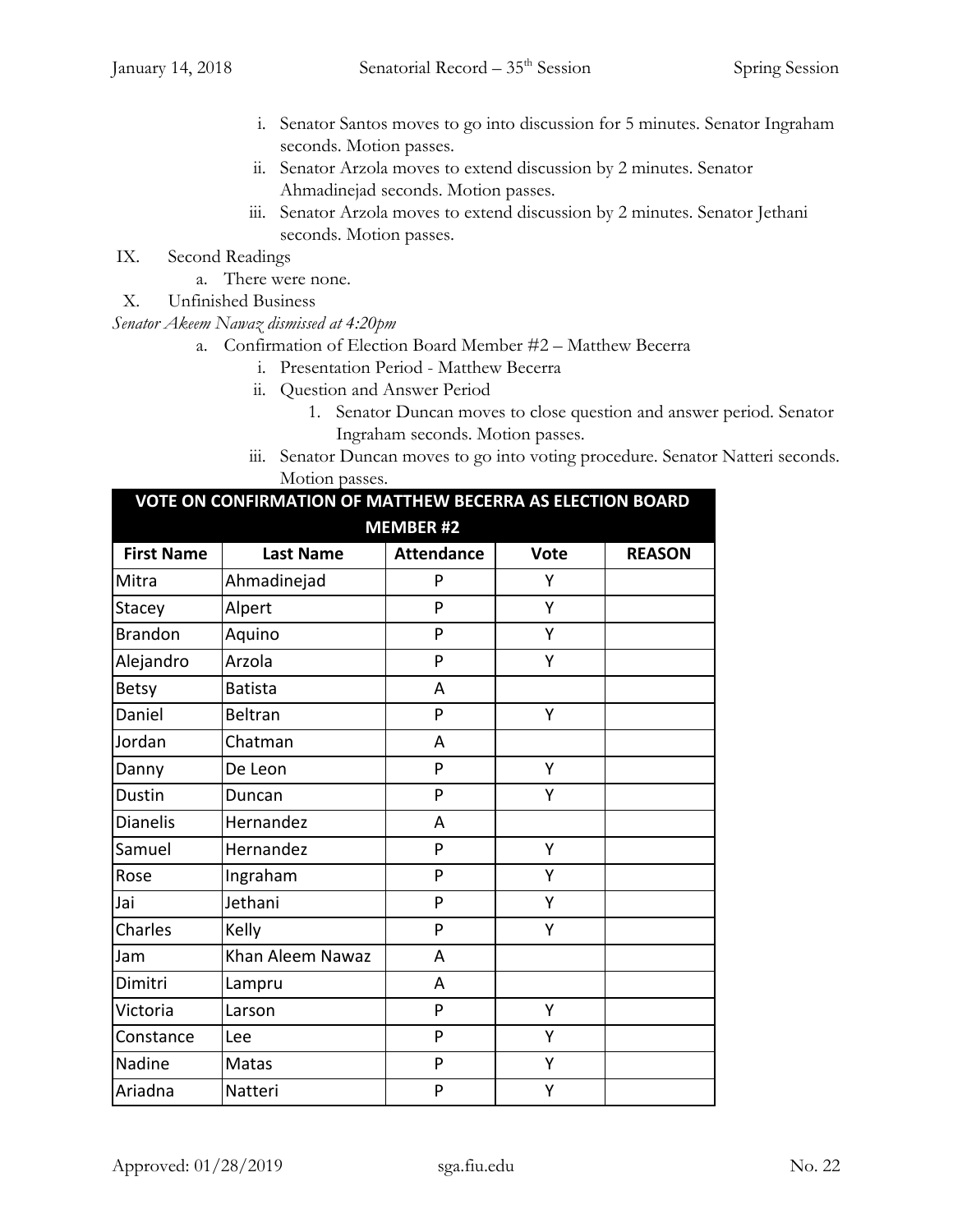i. Senator Santos moves to go into discussion for 5 minutes. Senator Ingraham seconds. Motion passes.
ii. Senator Arzola moves to extend discussion by 2 minutes. Senator Ahmadinejad seconds. Motion passes.
iii. Senator Arzola moves to extend discussion by 2 minutes. Senator Jethani seconds. Motion passes.

IX. Second Readings
  a. There were none.

X. Unfinished Business

*Senator Akeem Nawaz dismissed at 4:20pm*

  a. Confirmation of Election Board Member #2 – Matthew Becerra
    i. Presentation Period - Matthew Becerra
    ii. Question and Answer Period
      1. Senator Duncan moves to close question and answer period. Senator Ingraham seconds. Motion passes.
    iii. Senator Duncan moves to go into voting procedure. Senator Natteri seconds. Motion passes.

| VOTE ON CONFIRMATION OF MATTHEW BECERRA AS ELECTION BOARD MEMBER #2 | | | | |
|---|---|---|---|---|
| **First Name** | **Last Name** | **Attendance** | **Vote** | **REASON** |
| Mitra | Ahmadinejad | P | Y | |
| Stacey | Alpert | P | Y | |
| Brandon | Aquino | P | Y | |
| Alejandro | Arzola | P | Y | |
| Betsy | Batista | A | | |
| Daniel | Beltran | P | Y | |
| Jordan | Chatman | A | | |
| Danny | De Leon | P | Y | |
| Dustin | Duncan | P | Y | |
| Dianelis | Hernandez | A | | |
| Samuel | Hernandez | P | Y | |
| Rose | Ingraham | P | Y | |
| Jai | Jethani | P | Y | |
| Charles | Kelly | P | Y | |
| Jam | Khan Aleem Nawaz | A | | |
| Dimitri | Lampru | A | | |
| Victoria | Larson | P | Y | |
| Constance | Lee | P | Y | |
| Nadine | Matas | P | Y | |
| Ariadna | Natteri | P | Y | |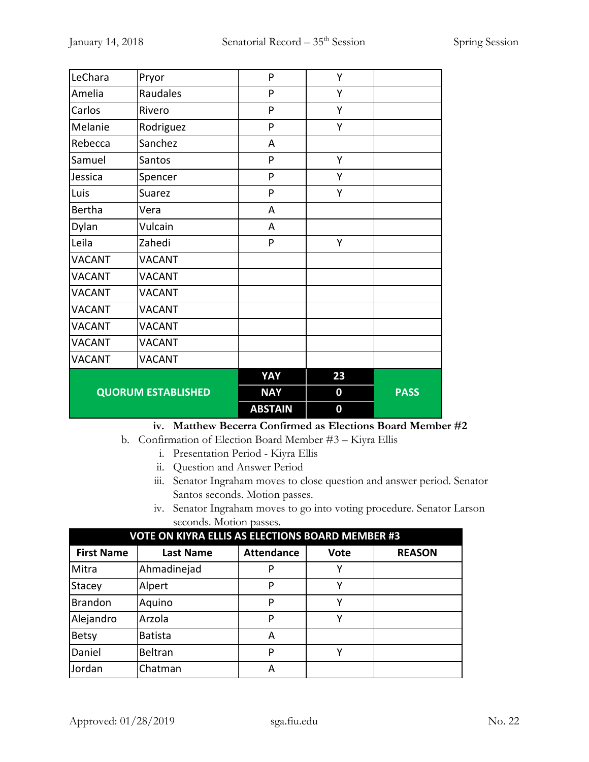| | | | | |
|---|---|---|---|---|
| LeChara | Pryor | P | Y | |
| Amelia | Raudales | P | Y | |
| Carlos | Rivero | P | Y | |
| Melanie | Rodriguez | P | Y | |
| Rebecca | Sanchez | A | | |
| Samuel | Santos | P | Y | |
| Jessica | Spencer | P | Y | |
| Luis | Suarez | P | Y | |
| Bertha | Vera | A | | |
| Dylan | Vulcain | A | | |
| Leila | Zahedi | P | Y | |
| VACANT | VACANT | | | |
| VACANT | VACANT | | | |
| VACANT | VACANT | | | |
| VACANT | VACANT | | | |
| VACANT | VACANT | | | |
| VACANT | VACANT | | | |
| VACANT | VACANT | | | |
| QUORUM ESTABLISHED | | YAY | 23 | PASS |
| | | NAY | 0 | |
| | | ABSTAIN | 0 | |

iv. **Matthew Becerra Confirmed as Elections Board Member #2**

b. Confirmation of Election Board Member #3 – Kiyra Ellis
   i. Presentation Period - Kiyra Ellis
   ii. Question and Answer Period
   iii. Senator Ingraham moves to close question and answer period. Senator Santos seconds. Motion passes.
   iv. Senator Ingraham moves to go into voting procedure. Senator Larson seconds. Motion passes.

| VOTE ON KIYRA ELLIS AS ELECTIONS BOARD MEMBER #3 | | | | |
|---|---|---|---|---|
| First Name | Last Name | Attendance | Vote | REASON |
| Mitra | Ahmadinejad | P | Y | |
| Stacey | Alpert | P | Y | |
| Brandon | Aquino | P | Y | |
| Alejandro | Arzola | P | Y | |
| Betsy | Batista | A | | |
| Daniel | Beltran | P | Y | |
| Jordan | Chatman | A | | |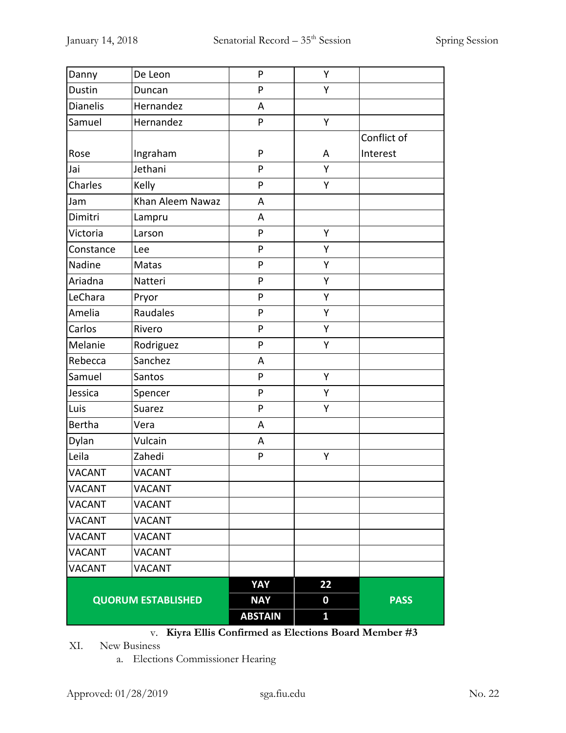| Danny | De Leon | P | Y | |
|---|---|---|---|---|
| Dustin | Duncan | P | Y | |
| Dianelis | Hernandez | A | | |
| Samuel | Hernandez | P | Y | |
| Rose | Ingraham | P | A | Conflict of Interest |
| Jai | Jethani | P | Y | |
| Charles | Kelly | P | Y | |
| Jam | Khan Aleem Nawaz | A | | |
| Dimitri | Lampru | A | | |
| Victoria | Larson | P | Y | |
| Constance | Lee | P | Y | |
| Nadine | Matas | P | Y | |
| Ariadna | Natteri | P | Y | |
| LeChara | Pryor | P | Y | |
| Amelia | Raudales | P | Y | |
| Carlos | Rivero | P | Y | |
| Melanie | Rodriguez | P | Y | |
| Rebecca | Sanchez | A | | |
| Samuel | Santos | P | Y | |
| Jessica | Spencer | P | Y | |
| Luis | Suarez | P | Y | |
| Bertha | Vera | A | | |
| Dylan | Vulcain | A | | |
| Leila | Zahedi | P | Y | |
| VACANT | VACANT | | | |
| VACANT | VACANT | | | |
| VACANT | VACANT | | | |
| VACANT | VACANT | | | |
| VACANT | VACANT | | | |
| VACANT | VACANT | | | |
| VACANT | VACANT | | | |
| **QUORUM ESTABLISHED** | | **YAY** | **22** | **PASS** |
| | | **NAY** | **0** | |
| | | **ABSTAIN** | **1** | |

v. **Kiyra Ellis Confirmed as Elections Board Member #3**

XI. New Business

a. Elections Commissioner Hearing

Approved: 01/28/2019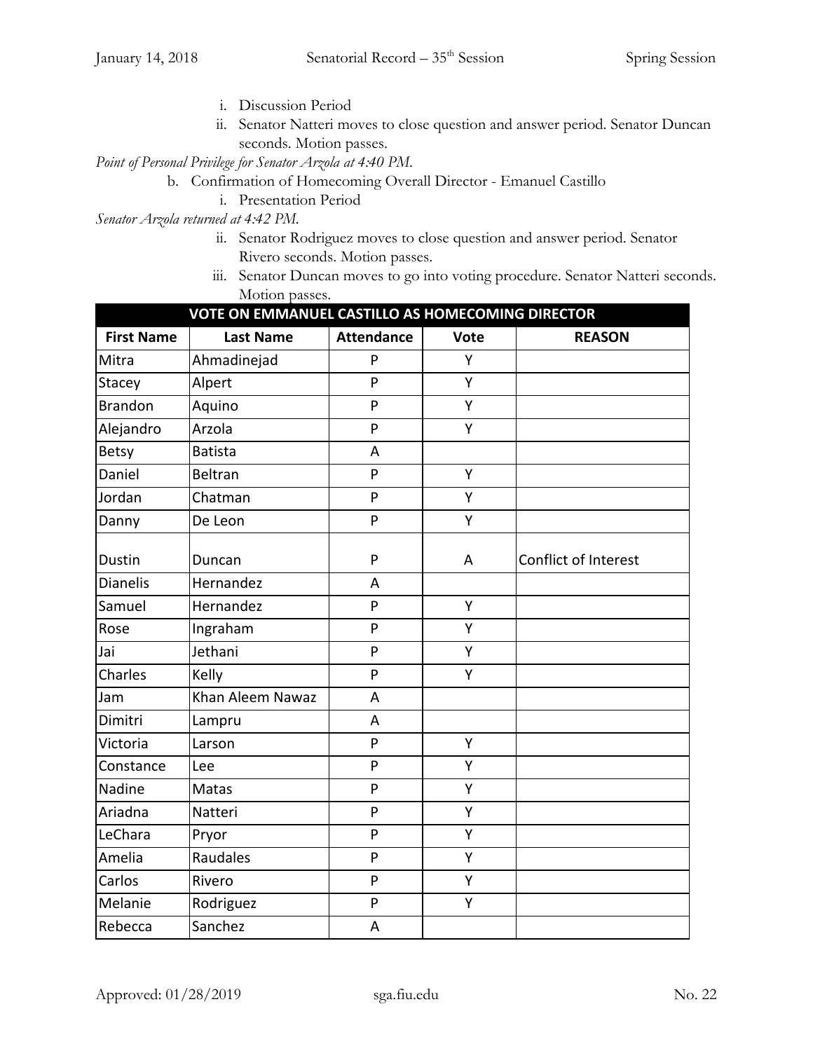i. Discussion Period

ii. Senator Natteri moves to close question and answer period. Senator Duncan seconds. Motion passes.

*Point of Personal Privilege for Senator Arzola at 4:40 PM.*

b. Confirmation of Homecoming Overall Director - Emanuel Castillo

i. Presentation Period

*Senator Arzola returned at 4:42 PM.*

ii. Senator Rodriguez moves to close question and answer period. Senator Rivero seconds. Motion passes.

iii. Senator Duncan moves to go into voting procedure. Senator Natteri seconds. Motion passes.

| VOTE ON EMMANUEL CASTILLO AS HOMECOMING DIRECTOR | | | | |
|---|---|---|---|---|
| **First Name** | **Last Name** | **Attendance** | **Vote** | **REASON** |
| Mitra | Ahmadinejad | P | Y | |
| Stacey | Alpert | P | Y | |
| Brandon | Aquino | P | Y | |
| Alejandro | Arzola | P | Y | |
| Betsy | Batista | A | | |
| Daniel | Beltran | P | Y | |
| Jordan | Chatman | P | Y | |
| Danny | De Leon | P | Y | |
| Dustin | Duncan | P | A | Conflict of Interest |
| Dianelis | Hernandez | A | | |
| Samuel | Hernandez | P | Y | |
| Rose | Ingraham | P | Y | |
| Jai | Jethani | P | Y | |
| Charles | Kelly | P | Y | |
| Jam | Khan Aleem Nawaz | A | | |
| Dimitri | Lampru | A | | |
| Victoria | Larson | P | Y | |
| Constance | Lee | P | Y | |
| Nadine | Matas | P | Y | |
| Ariadna | Natteri | P | Y | |
| LeChara | Pryor | P | Y | |
| Amelia | Raudales | P | Y | |
| Carlos | Rivero | P | Y | |
| Melanie | Rodriguez | P | Y | |
| Rebecca | Sanchez | A | | |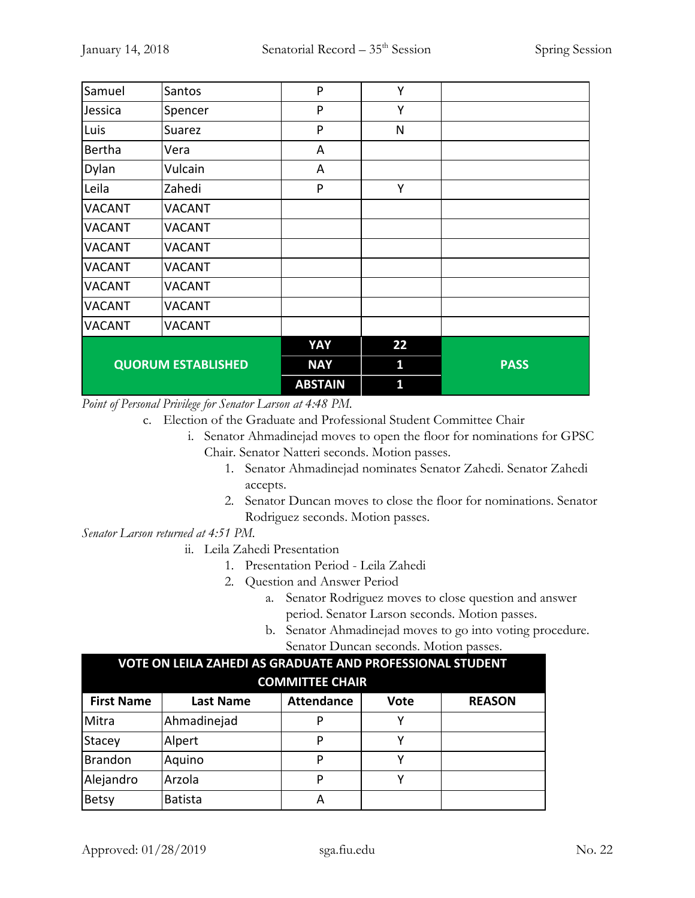| | | | | |
|---|---|---|---|---|
| Samuel | Santos | P | Y | |
| Jessica | Spencer | P | Y | |
| Luis | Suarez | P | N | |
| Bertha | Vera | A | | |
| Dylan | Vulcain | A | | |
| Leila | Zahedi | P | Y | |
| VACANT | VACANT | | | |
| VACANT | VACANT | | | |
| VACANT | VACANT | | | |
| VACANT | VACANT | | | |
| VACANT | VACANT | | | |
| VACANT | VACANT | | | |
| VACANT | VACANT | | | |
| **QUORUM ESTABLISHED** | | **YAY** | **22** | **PASS** |
| | | **NAY** | **1** | |
| | | **ABSTAIN** | **1** | |

*Point of Personal Privilege for Senator Larson at 4:48 PM.*

c. Election of the Graduate and Professional Student Committee Chair
   i. Senator Ahmadinejad moves to open the floor for nominations for GPSC Chair. Senator Natteri seconds. Motion passes.
      1. Senator Ahmadinejad nominates Senator Zahedi. Senator Zahedi accepts.
      2. Senator Duncan moves to close the floor for nominations. Senator Rodriguez seconds. Motion passes.

*Senator Larson returned at 4:51 PM.*

   ii. Leila Zahedi Presentation
      1. Presentation Period - Leila Zahedi
      2. Question and Answer Period
         a. Senator Rodriguez moves to close question and answer period. Senator Larson seconds. Motion passes.
         b. Senator Ahmadinejad moves to go into voting procedure. Senator Duncan seconds. Motion passes.

| **VOTE ON LEILA ZAHEDI AS GRADUATE AND PROFESSIONAL STUDENT COMMITTEE CHAIR** | | | | |
|---|---|---|---|---|
| **First Name** | **Last Name** | **Attendance** | **Vote** | **REASON** |
| Mitra | Ahmadinejad | P | Y | |
| Stacey | Alpert | P | Y | |
| Brandon | Aquino | P | Y | |
| Alejandro | Arzola | P | Y | |
| Betsy | Batista | A | | |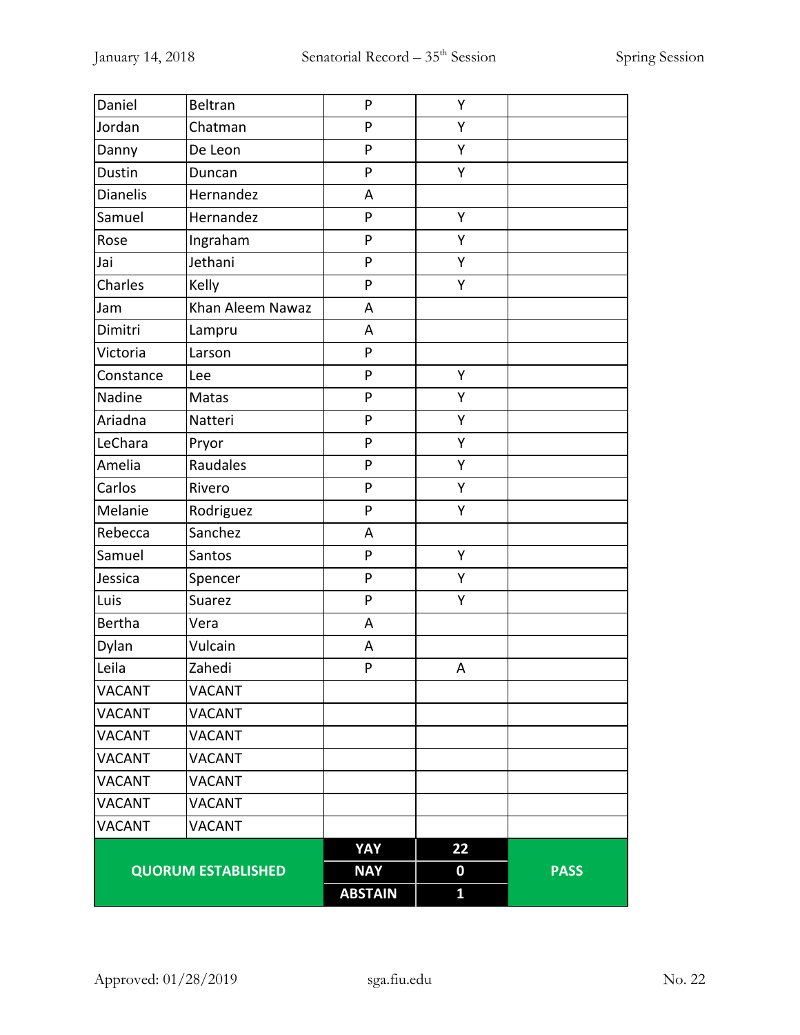| | | | | |
|---|---|---|---|---|
| Daniel | Beltran | P | Y | |
| Jordan | Chatman | P | Y | |
| Danny | De Leon | P | Y | |
| Dustin | Duncan | P | Y | |
| Dianelis | Hernandez | A | | |
| Samuel | Hernandez | P | Y | |
| Rose | Ingraham | P | Y | |
| Jai | Jethani | P | Y | |
| Charles | Kelly | P | Y | |
| Jam | Khan Aleem Nawaz | A | | |
| Dimitri | Lampru | A | | |
| Victoria | Larson | P | | |
| Constance | Lee | P | Y | |
| Nadine | Matas | P | Y | |
| Ariadna | Natteri | P | Y | |
| LeChara | Pryor | P | Y | |
| Amelia | Raudales | P | Y | |
| Carlos | Rivero | P | Y | |
| Melanie | Rodriguez | P | Y | |
| Rebecca | Sanchez | A | | |
| Samuel | Santos | P | Y | |
| Jessica | Spencer | P | Y | |
| Luis | Suarez | P | Y | |
| Bertha | Vera | A | | |
| Dylan | Vulcain | A | | |
| Leila | Zahedi | P | A | |
| VACANT | VACANT | | | |
| VACANT | VACANT | | | |
| VACANT | VACANT | | | |
| VACANT | VACANT | | | |
| VACANT | VACANT | | | |
| VACANT | VACANT | | | |
| VACANT | VACANT | | | |
| **QUORUM ESTABLISHED** | | **YAY** | **22** | **PASS** |
| | | **NAY** | **0** | |
| | | **ABSTAIN** | **1** | |

Approved: 01/28/2019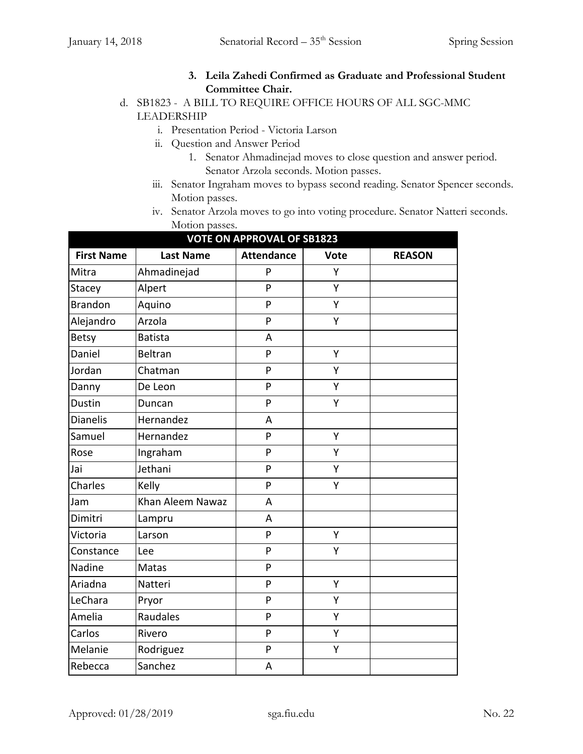3. **Leila Zahedi Confirmed as Graduate and Professional Student Committee Chair.**

d. SB1823 - A BILL TO REQUIRE OFFICE HOURS OF ALL SGC-MMC LEADERSHIP

   i. Presentation Period - Victoria Larson

   ii. Question and Answer Period

      1. Senator Ahmadinejad moves to close question and answer period. Senator Arzola seconds. Motion passes.

   iii. Senator Ingraham moves to bypass second reading. Senator Spencer seconds. Motion passes.

   iv. Senator Arzola moves to go into voting procedure. Senator Natteri seconds. Motion passes.

| VOTE ON APPROVAL OF SB1823 | | | | |
|---|---|---|---|---|
| **First Name** | **Last Name** | **Attendance** | **Vote** | **REASON** |
| Mitra | Ahmadinejad | P | Y | |
| Stacey | Alpert | P | Y | |
| Brandon | Aquino | P | Y | |
| Alejandro | Arzola | P | Y | |
| Betsy | Batista | A | | |
| Daniel | Beltran | P | Y | |
| Jordan | Chatman | P | Y | |
| Danny | De Leon | P | Y | |
| Dustin | Duncan | P | Y | |
| Dianelis | Hernandez | A | | |
| Samuel | Hernandez | P | Y | |
| Rose | Ingraham | P | Y | |
| Jai | Jethani | P | Y | |
| Charles | Kelly | P | Y | |
| Jam | Khan Aleem Nawaz | A | | |
| Dimitri | Lampru | A | | |
| Victoria | Larson | P | Y | |
| Constance | Lee | P | Y | |
| Nadine | Matas | P | | |
| Ariadna | Natteri | P | Y | |
| LeChara | Pryor | P | Y | |
| Amelia | Raudales | P | Y | |
| Carlos | Rivero | P | Y | |
| Melanie | Rodriguez | P | Y | |
| Rebecca | Sanchez | A | | |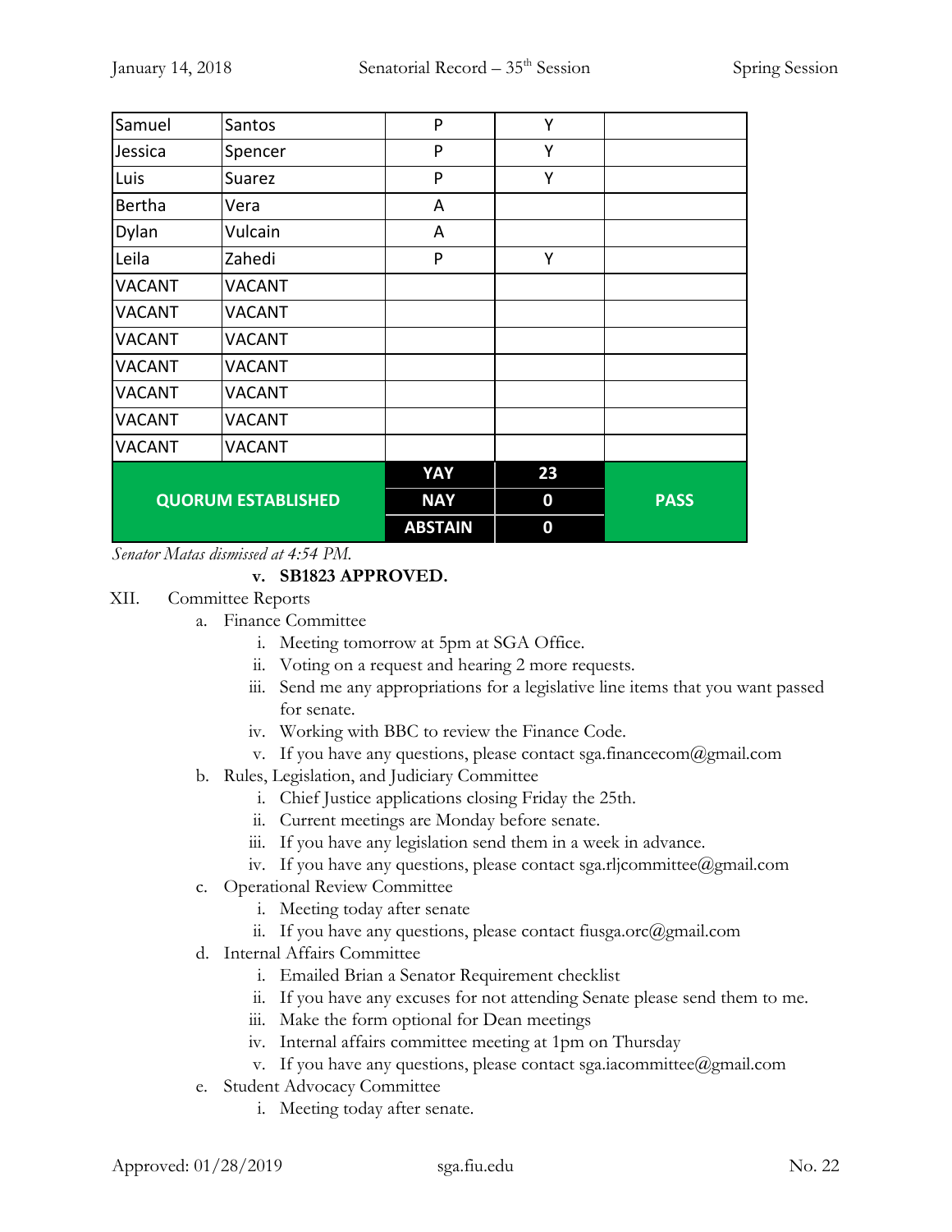| Samuel | Santos | P | Y | |
|---|---|---|---|---|
| Jessica | Spencer | P | Y | |
| Luis | Suarez | P | Y | |
| Bertha | Vera | A | | |
| Dylan | Vulcain | A | | |
| Leila | Zahedi | P | Y | |
| VACANT | VACANT | | | |
| VACANT | VACANT | | | |
| VACANT | VACANT | | | |
| VACANT | VACANT | | | |
| VACANT | VACANT | | | |
| VACANT | VACANT | | | |
| VACANT | VACANT | | | |
| **QUORUM ESTABLISHED** | | **YAY** | **23** | **PASS** |
| | | **NAY** | **0** | |
| | | **ABSTAIN** | **0** | |

*Senator Matas dismissed at 4:54 PM.*

v. **SB1823 APPROVED.**

XII. Committee Reports

a. Finance Committee
   i. Meeting tomorrow at 5pm at SGA Office.
   ii. Voting on a request and hearing 2 more requests.
   iii. Send me any appropriations for a legislative line items that you want passed for senate.
   iv. Working with BBC to review the Finance Code.
   v. If you have any questions, please contact sga.financecom@gmail.com

b. Rules, Legislation, and Judiciary Committee
   i. Chief Justice applications closing Friday the 25th.
   ii. Current meetings are Monday before senate.
   iii. If you have any legislation send them in a week in advance.
   iv. If you have any questions, please contact sga.rljcommittee@gmail.com

c. Operational Review Committee
   i. Meeting today after senate
   ii. If you have any questions, please contact fiusga.orc@gmail.com

d. Internal Affairs Committee
   i. Emailed Brian a Senator Requirement checklist
   ii. If you have any excuses for not attending Senate please send them to me.
   iii. Make the form optional for Dean meetings
   iv. Internal affairs committee meeting at 1pm on Thursday
   v. If you have any questions, please contact sga.iacommittee@gmail.com

e. Student Advocacy Committee
   i. Meeting today after senate.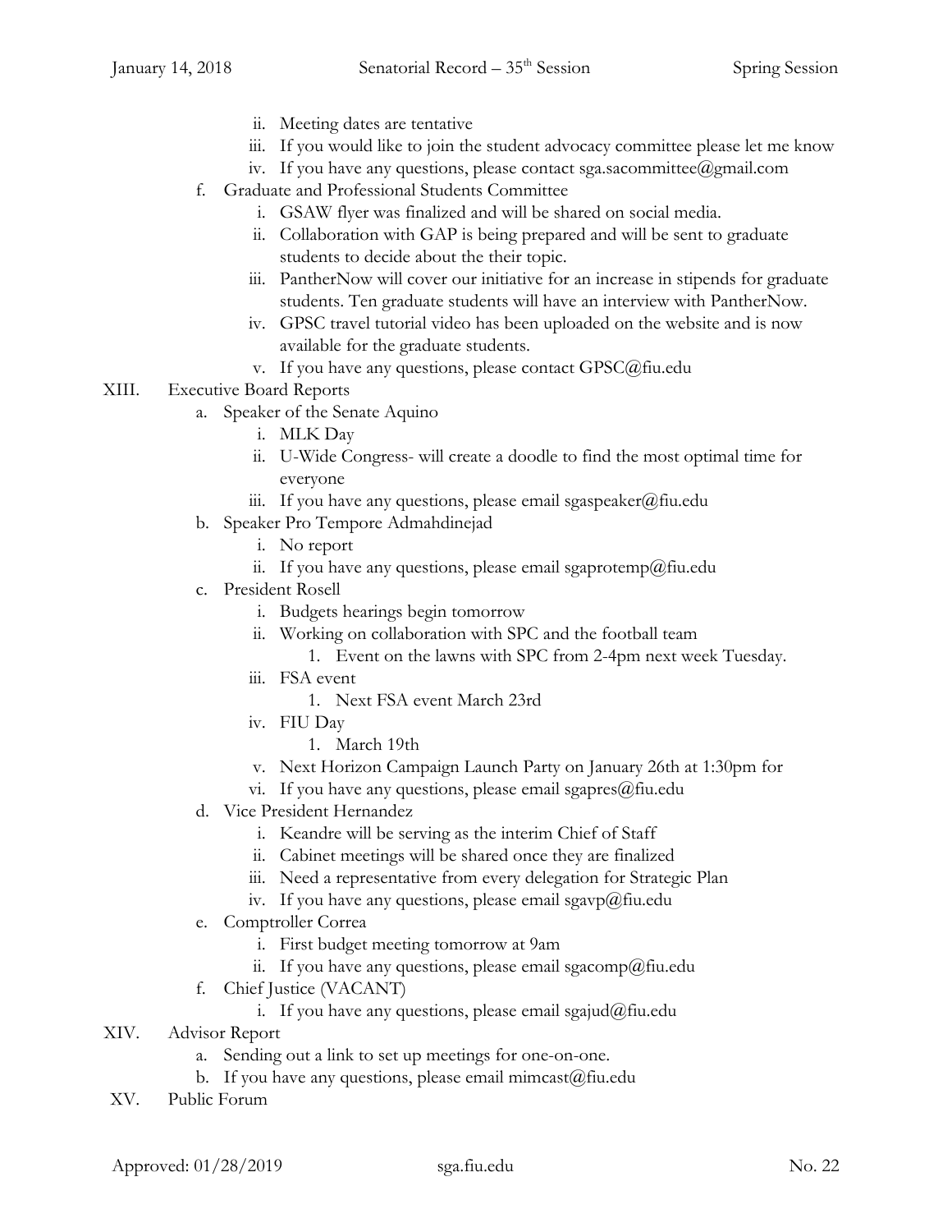- ii. Meeting dates are tentative
- iii. If you would like to join the student advocacy committee please let me know
- iv. If you have any questions, please contact sga.sacommittee@gmail.com

f. Graduate and Professional Students Committee

- i. GSAW flyer was finalized and will be shared on social media.
- ii. Collaboration with GAP is being prepared and will be sent to graduate students to decide about the their topic.
- iii. PantherNow will cover our initiative for an increase in stipends for graduate students. Ten graduate students will have an interview with PantherNow.
- iv. GPSC travel tutorial video has been uploaded on the website and is now available for the graduate students.
- v. If you have any questions, please contact GPSC@fiu.edu

XIII. Executive Board Reports

a. Speaker of the Senate Aquino

- i. MLK Day
- ii. U-Wide Congress- will create a doodle to find the most optimal time for everyone
- iii. If you have any questions, please email sgaspeaker@fiu.edu

b. Speaker Pro Tempore Admahdinejad

- i. No report
- ii. If you have any questions, please email sgaprotemp@fiu.edu

c. President Rosell

- i. Budgets hearings begin tomorrow
- ii. Working on collaboration with SPC and the football team
  1. Event on the lawns with SPC from 2-4pm next week Tuesday.
- iii. FSA event
  1. Next FSA event March 23rd
- iv. FIU Day
  1. March 19th
- v. Next Horizon Campaign Launch Party on January 26th at 1:30pm for
- vi. If you have any questions, please email sgapres@fiu.edu

d. Vice President Hernandez

- i. Keandre will be serving as the interim Chief of Staff
- ii. Cabinet meetings will be shared once they are finalized
- iii. Need a representative from every delegation for Strategic Plan
- iv. If you have any questions, please email sgavp@fiu.edu

e. Comptroller Correa

- i. First budget meeting tomorrow at 9am
- ii. If you have any questions, please email sgacomp@fiu.edu

f. Chief Justice (VACANT)

- i. If you have any questions, please email sgajud@fiu.edu

XIV. Advisor Report

- a. Sending out a link to set up meetings for one-on-one.
- b. If you have any questions, please email mimcast@fiu.edu

XV. Public Forum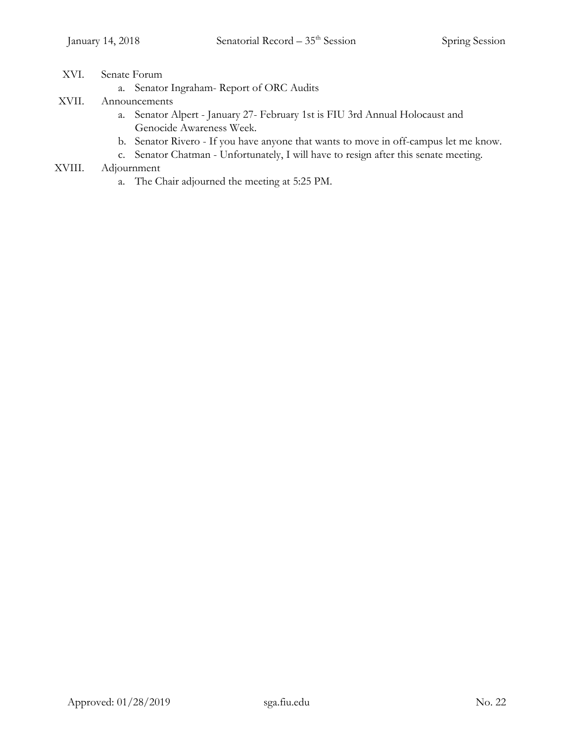XVI. Senate Forum
   a. Senator Ingraham- Report of ORC Audits

XVII. Announcements
   a. Senator Alpert - January 27- February 1st is FIU 3rd Annual Holocaust and Genocide Awareness Week.
   b. Senator Rivero - If you have anyone that wants to move in off-campus let me know.
   c. Senator Chatman - Unfortunately, I will have to resign after this senate meeting.

XVIII. Adjournment
   a. The Chair adjourned the meeting at 5:25 PM.